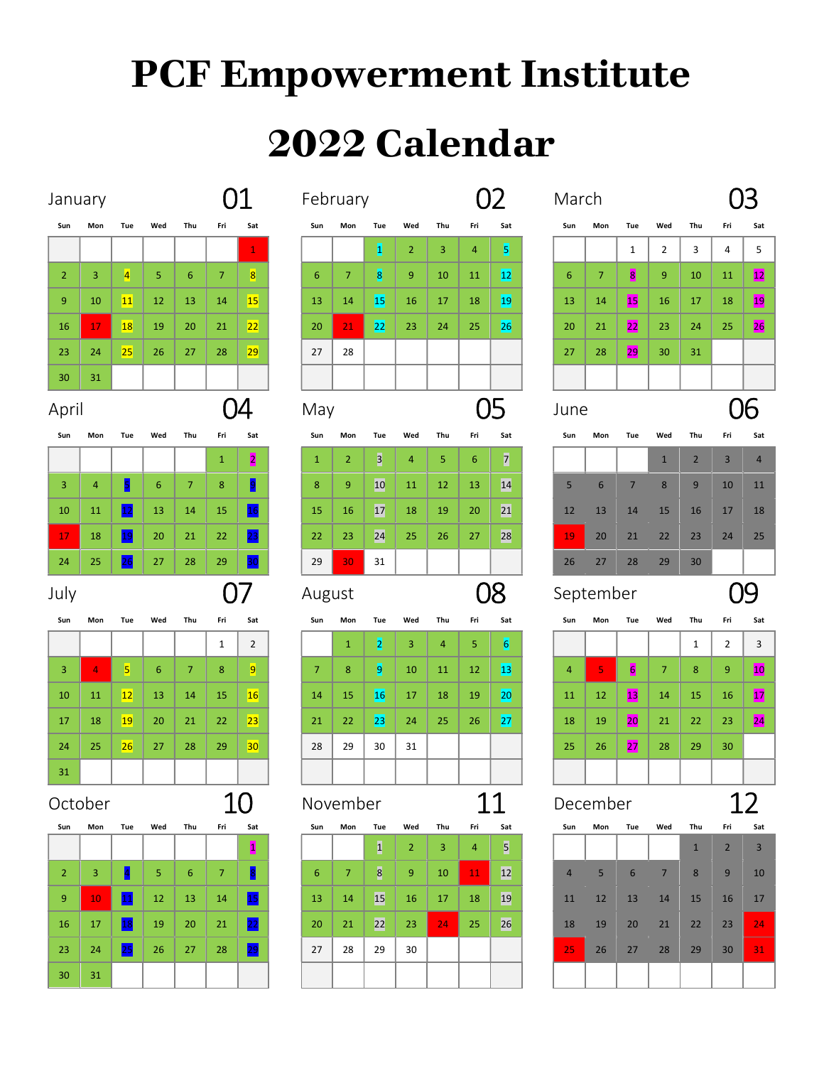# PCF Empowerment Institute

# 2022 Calendar

## January — 01

| Sun | Mon | Tue | Wed | Thu | Fri | Sat |
|---|---|---|---|---|---|---|
| | | | | | | 1 |
| 2 | 3 | 4 | 5 | 6 | 7 | 8 |
| 9 | 10 | 11 | 12 | 13 | 14 | 15 |
| 16 | 17 | 18 | 19 | 20 | 21 | 22 |
| 23 | 24 | 25 | 26 | 27 | 28 | 29 |
| 30 | 31 | | | | | |

## February — 02

| Sun | Mon | Tue | Wed | Thu | Fri | Sat |
|---|---|---|---|---|---|---|
| | | 1 | 2 | 3 | 4 | 5 |
| 6 | 7 | 8 | 9 | 10 | 11 | 12 |
| 13 | 14 | 15 | 16 | 17 | 18 | 19 |
| 20 | 21 | 22 | 23 | 24 | 25 | 26 |
| 27 | 28 | | | | | |

## March — 03

| Sun | Mon | Tue | Wed | Thu | Fri | Sat |
|---|---|---|---|---|---|---|
| | | 1 | 2 | 3 | 4 | 5 |
| 6 | 7 | 8 | 9 | 10 | 11 | 12 |
| 13 | 14 | 15 | 16 | 17 | 18 | 19 |
| 20 | 21 | 22 | 23 | 24 | 25 | 26 |
| 27 | 28 | 29 | 30 | 31 | | |

## April — 04

| Sun | Mon | Tue | Wed | Thu | Fri | Sat |
|---|---|---|---|---|---|---|
| | | | | | 1 | 2 |
| 3 | 4 | 5 | 6 | 7 | 8 | 9 |
| 10 | 11 | 12 | 13 | 14 | 15 | 16 |
| 17 | 18 | 19 | 20 | 21 | 22 | 23 |
| 24 | 25 | 26 | 27 | 28 | 29 | 30 |

## May — 05

| Sun | Mon | Tue | Wed | Thu | Fri | Sat |
|---|---|---|---|---|---|---|
| 1 | 2 | 3 | 4 | 5 | 6 | 7 |
| 8 | 9 | 10 | 11 | 12 | 13 | 14 |
| 15 | 16 | 17 | 18 | 19 | 20 | 21 |
| 22 | 23 | 24 | 25 | 26 | 27 | 28 |
| 29 | 30 | 31 | | | | |

## June — 06

| Sun | Mon | Tue | Wed | Thu | Fri | Sat |
|---|---|---|---|---|---|---|
| | | | 1 | 2 | 3 | 4 |
| 5 | 6 | 7 | 8 | 9 | 10 | 11 |
| 12 | 13 | 14 | 15 | 16 | 17 | 18 |
| 19 | 20 | 21 | 22 | 23 | 24 | 25 |
| 26 | 27 | 28 | 29 | 30 | | |

## July — 07

| Sun | Mon | Tue | Wed | Thu | Fri | Sat |
|---|---|---|---|---|---|---|
| | | | | | 1 | 2 |
| 3 | 4 | 5 | 6 | 7 | 8 | 9 |
| 10 | 11 | 12 | 13 | 14 | 15 | 16 |
| 17 | 18 | 19 | 20 | 21 | 22 | 23 |
| 24 | 25 | 26 | 27 | 28 | 29 | 30 |
| 31 | | | | | | |

## August — 08

| Sun | Mon | Tue | Wed | Thu | Fri | Sat |
|---|---|---|---|---|---|---|
| | 1 | 2 | 3 | 4 | 5 | 6 |
| 7 | 8 | 9 | 10 | 11 | 12 | 13 |
| 14 | 15 | 16 | 17 | 18 | 19 | 20 |
| 21 | 22 | 23 | 24 | 25 | 26 | 27 |
| 28 | 29 | 30 | 31 | | | |

## September — 09

| Sun | Mon | Tue | Wed | Thu | Fri | Sat |
|---|---|---|---|---|---|---|
| | | | | 1 | 2 | 3 |
| 4 | 5 | 6 | 7 | 8 | 9 | 10 |
| 11 | 12 | 13 | 14 | 15 | 16 | 17 |
| 18 | 19 | 20 | 21 | 22 | 23 | 24 |
| 25 | 26 | 27 | 28 | 29 | 30 | |

## October — 10

| Sun | Mon | Tue | Wed | Thu | Fri | Sat |
|---|---|---|---|---|---|---|
| | | | | | | 1 |
| 2 | 3 | 4 | 5 | 6 | 7 | 8 |
| 9 | 10 | 11 | 12 | 13 | 14 | 15 |
| 16 | 17 | 18 | 19 | 20 | 21 | 22 |
| 23 | 24 | 25 | 26 | 27 | 28 | 29 |
| 30 | 31 | | | | | |

## November — 11

| Sun | Mon | Tue | Wed | Thu | Fri | Sat |
|---|---|---|---|---|---|---|
| | | 1 | 2 | 3 | 4 | 5 |
| 6 | 7 | 8 | 9 | 10 | 11 | 12 |
| 13 | 14 | 15 | 16 | 17 | 18 | 19 |
| 20 | 21 | 22 | 23 | 24 | 25 | 26 |
| 27 | 28 | 29 | 30 | | | |

## December — 12

| Sun | Mon | Tue | Wed | Thu | Fri | Sat |
|---|---|---|---|---|---|---|
| | | | | 1 | 2 | 3 |
| 4 | 5 | 6 | 7 | 8 | 9 | 10 |
| 11 | 12 | 13 | 14 | 15 | 16 | 17 |
| 18 | 19 | 20 | 21 | 22 | 23 | 24 |
| 25 | 26 | 27 | 28 | 29 | 30 | 31 |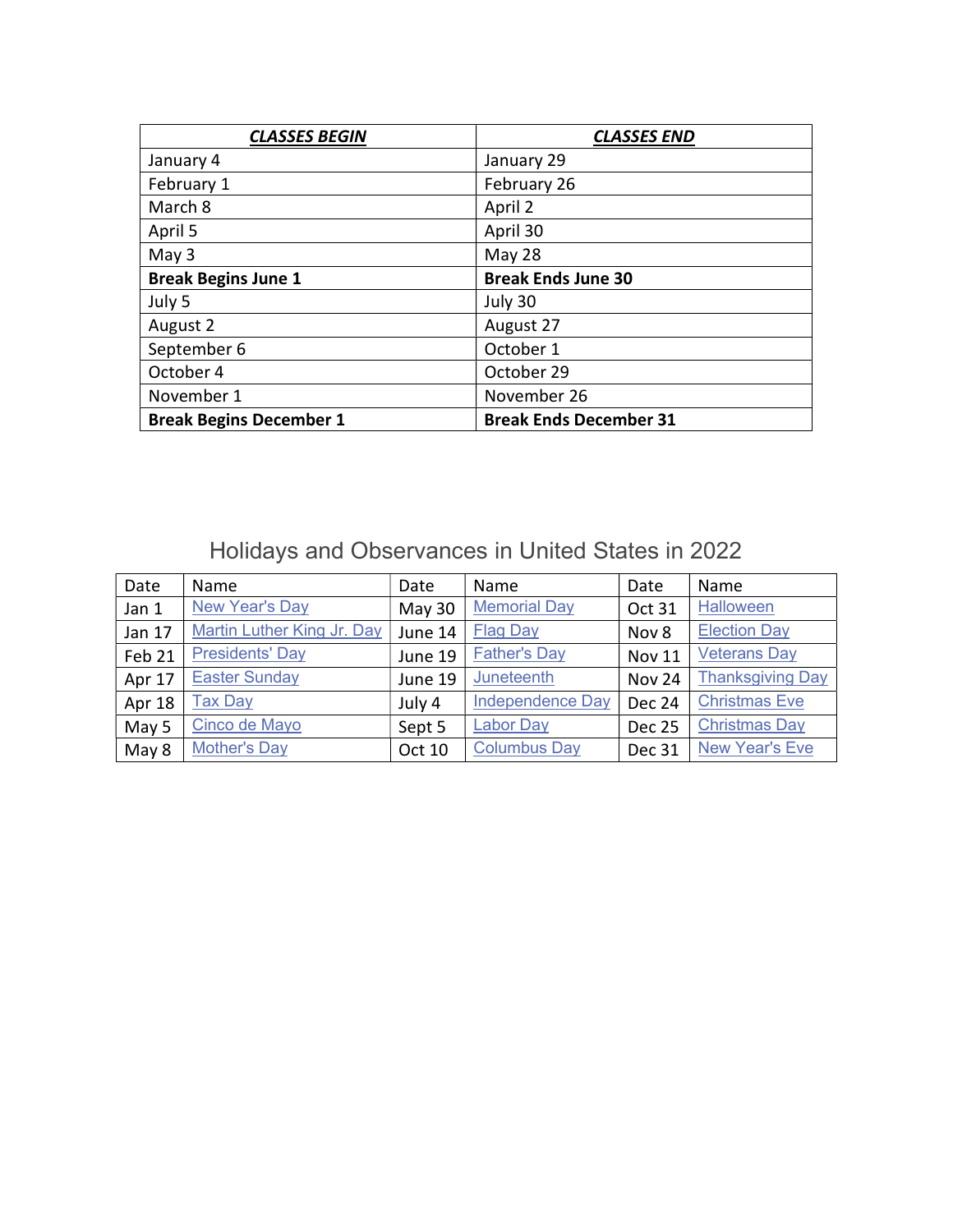| ***CLASSES BEGIN*** | ***CLASSES END*** |
|---|---|
| January 4 | January 29 |
| February 1 | February 26 |
| March 8 | April 2 |
| April 5 | April 30 |
| May 3 | May 28 |
| **Break Begins June 1** | **Break Ends June 30** |
| July 5 | July 30 |
| August 2 | August 27 |
| September 6 | October 1 |
| October 4 | October 29 |
| November 1 | November 26 |
| **Break Begins December 1** | **Break Ends December 31** |

## Holidays and Observances in United States in 2022

| Date | Name | Date | Name | Date | Name |
|---|---|---|---|---|---|
| Jan 1 | New Year's Day | May 30 | Memorial Day | Oct 31 | Halloween |
| Jan 17 | Martin Luther King Jr. Day | June 14 | Flag Day | Nov 8 | Election Day |
| Feb 21 | Presidents' Day | June 19 | Father's Day | Nov 11 | Veterans Day |
| Apr 17 | Easter Sunday | June 19 | Juneteenth | Nov 24 | Thanksgiving Day |
| Apr 18 | Tax Day | July 4 | Independence Day | Dec 24 | Christmas Eve |
| May 5 | Cinco de Mayo | Sept 5 | Labor Day | Dec 25 | Christmas Day |
| May 8 | Mother's Day | Oct 10 | Columbus Day | Dec 31 | New Year's Eve |